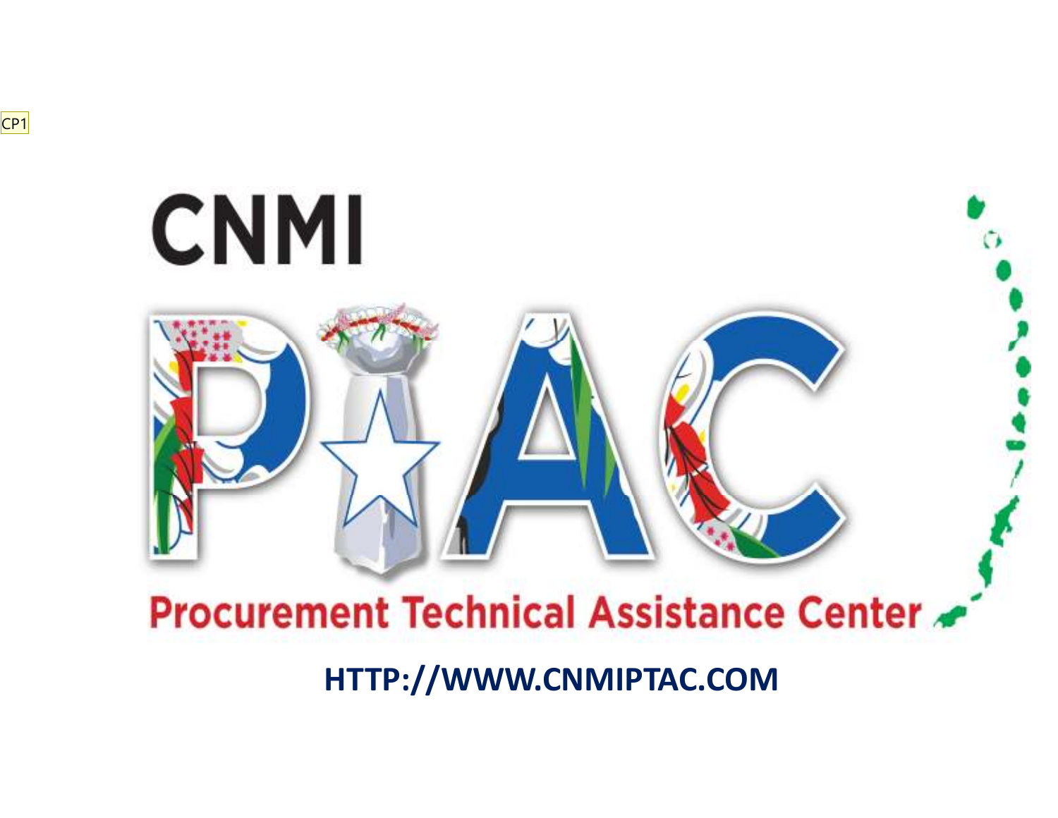CP1

# CNMI PTAC

## Procurement Technical Assistance Center

**HTTP://WWW.CNMIPTAC.COM**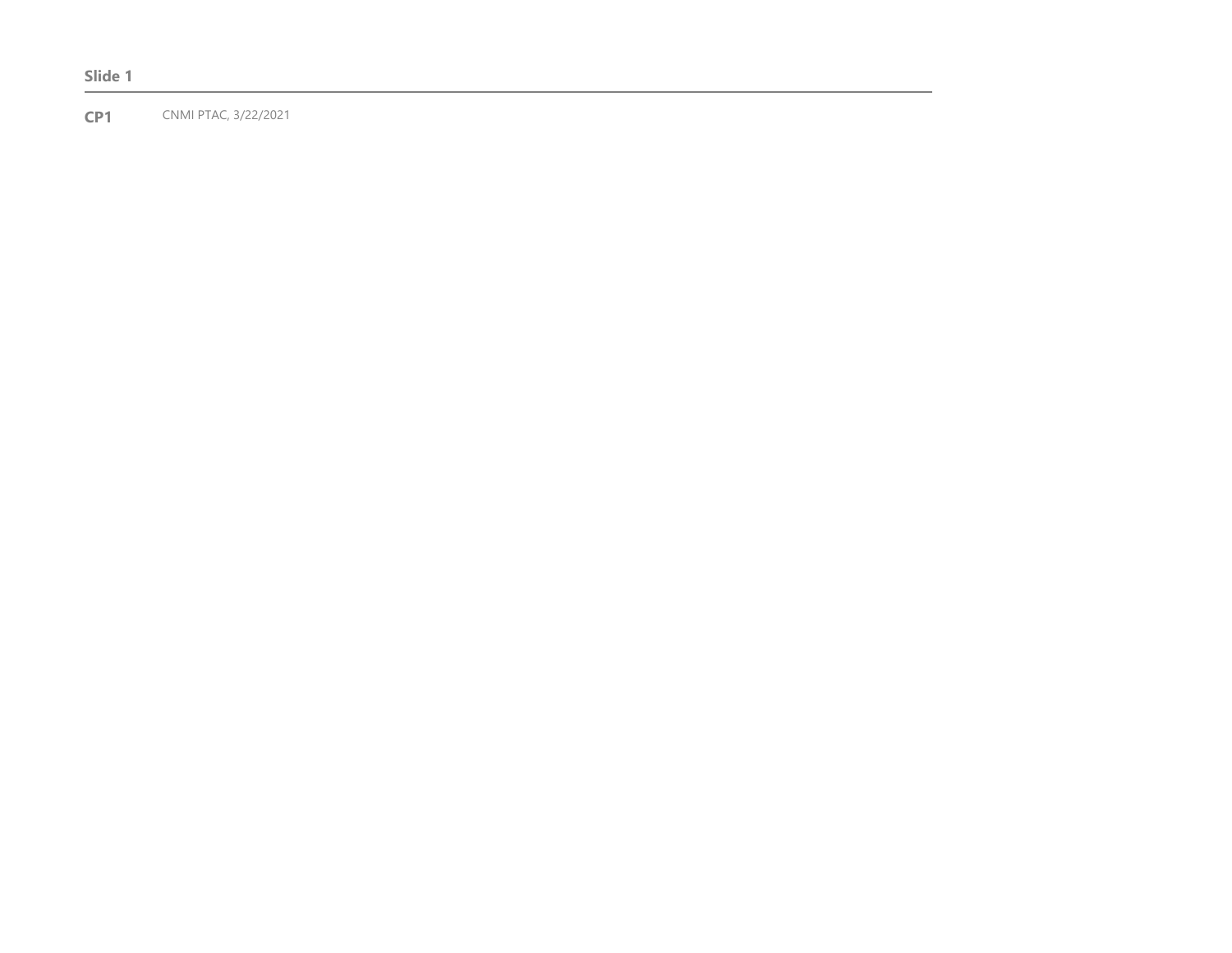**Slide 1**

---

**CP1** CNMI PTAC, 3/22/2021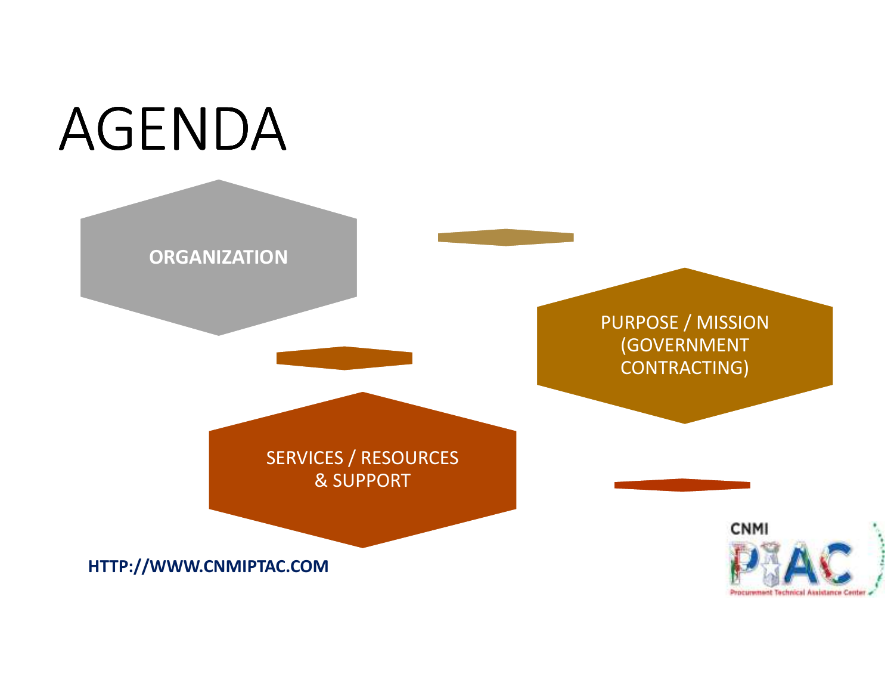# AGENDA

**ORGANIZATION**

PURPOSE / MISSION (GOVERNMENT CONTRACTING)

SERVICES / RESOURCES & SUPPORT

**HTTP://WWW.CNMIPTAC.COM**

CNMI PTAC

Procurement Technical Assistance Center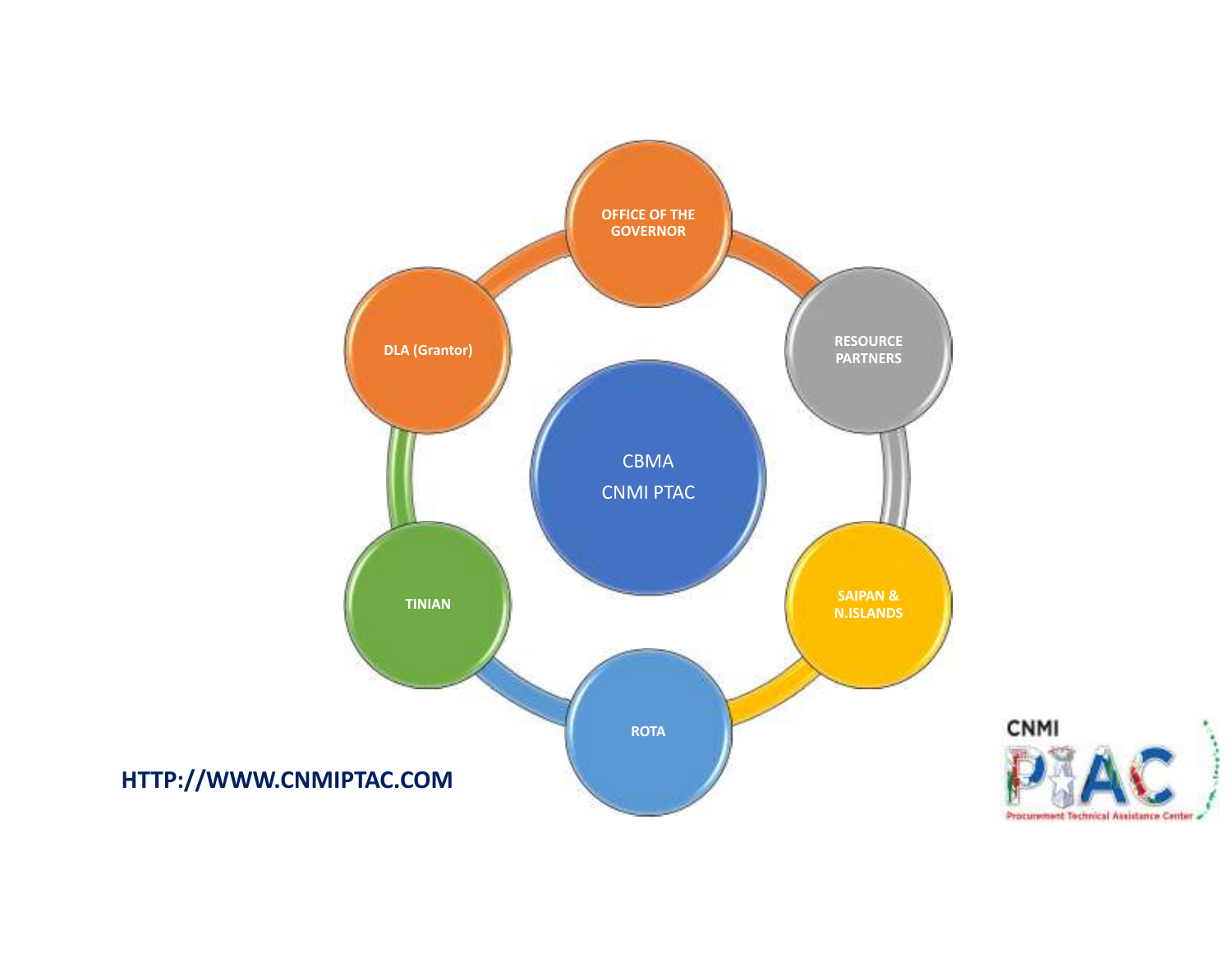CBMA

CNMI PTAC

OFFICE OF THE GOVERNOR

RESOURCE PARTNERS

SAIPAN & N.ISLANDS

ROTA

TINIAN

DLA (Grantor)

**HTTP://WWW.CNMIPTAC.COM**

CNMI PTAC

Procurement Technical Assistance Center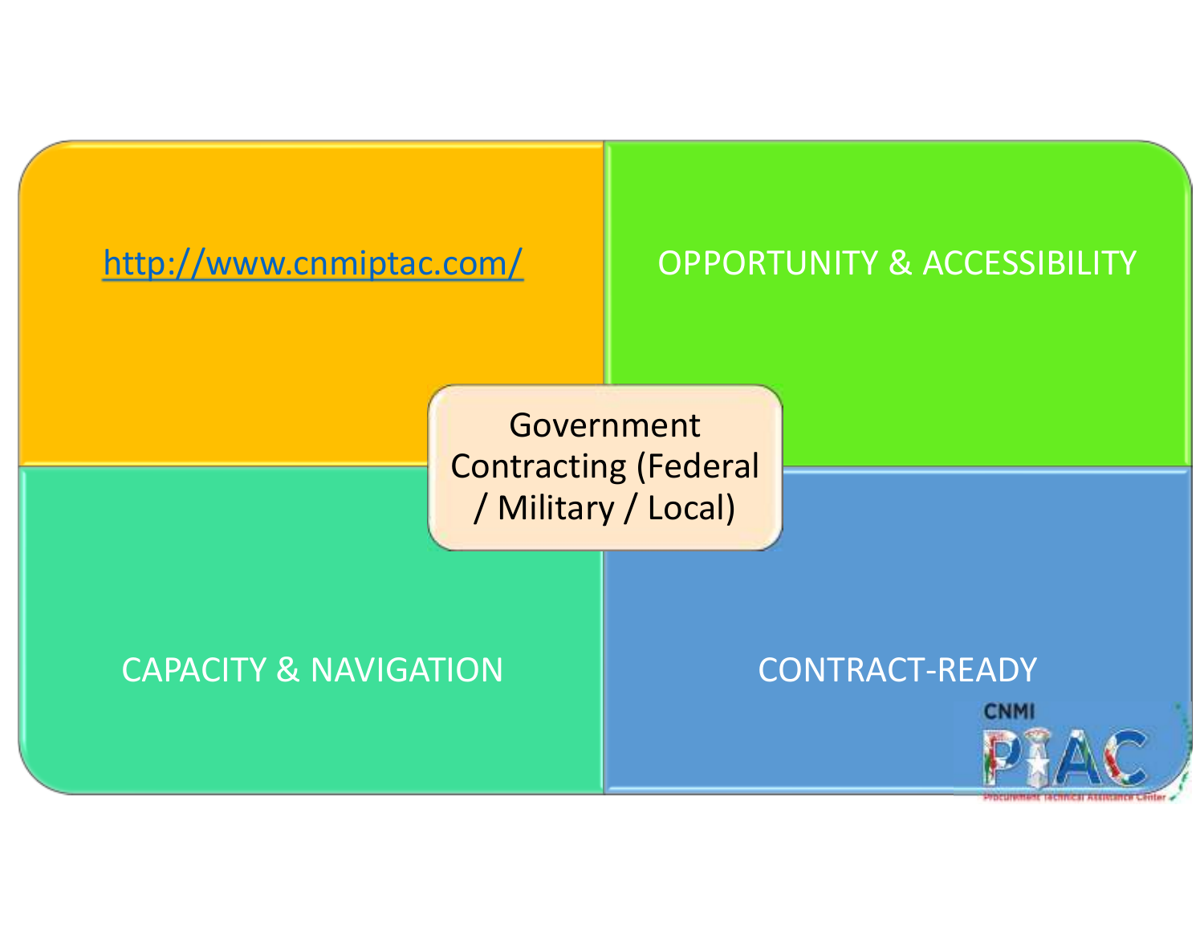[http://www.cnmiptac.com/](http://www.cnmiptac.com/)

OPPORTUNITY & ACCESSIBILITY

Government Contracting (Federal / Military / Local)

CAPACITY & NAVIGATION

CONTRACT-READY

CNMI PTAC

Procurement Technical Assistance Center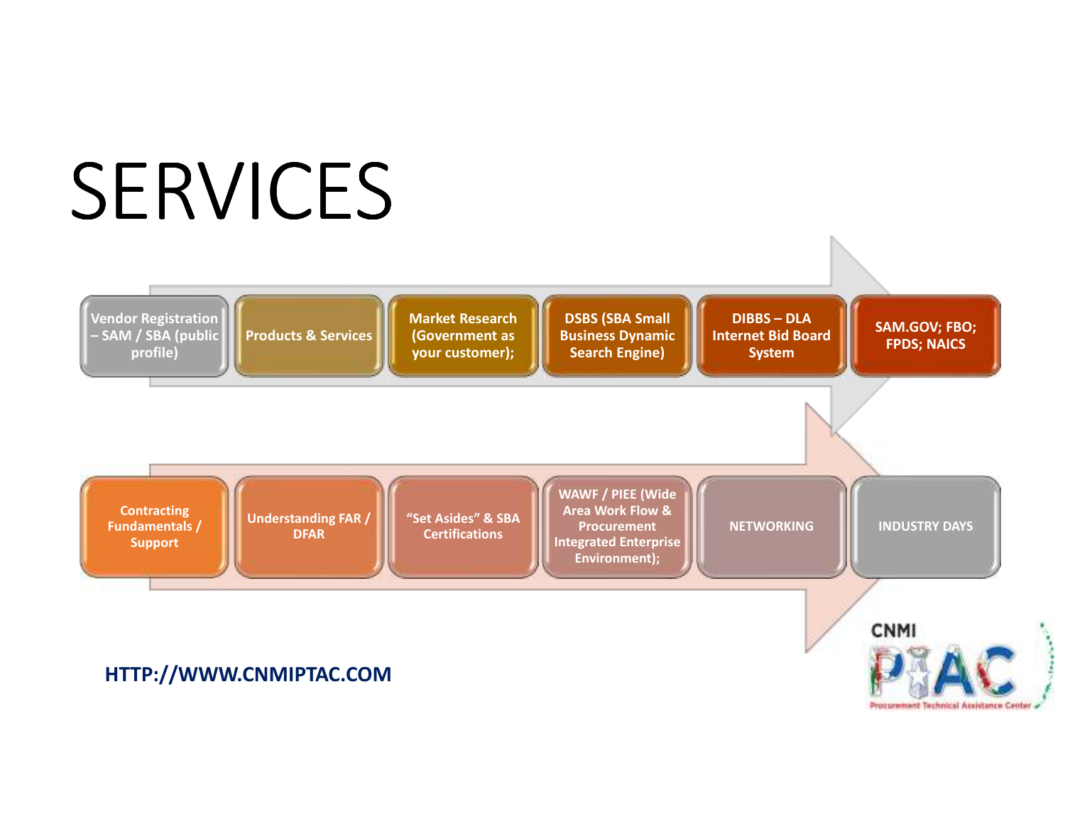# SERVICES

- Vendor Registration – SAM / SBA (public profile)
- Products & Services
- Market Research (Government as your customer);
- DSBS (SBA Small Business Dynamic Search Engine)
- DIBBS – DLA Internet Bid Board System
- SAM.GOV; FBO; FPDS; NAICS

- Contracting Fundamentals / Support
- Understanding FAR / DFAR
- "Set Asides" & SBA Certifications
- WAWF / PIEE (Wide Area Work Flow & Procurement Integrated Enterprise Environment);
- NETWORKING
- INDUSTRY DAYS

**HTTP://WWW.CNMIPTAC.COM**

CNMI PTAC Procurement Technical Assistance Center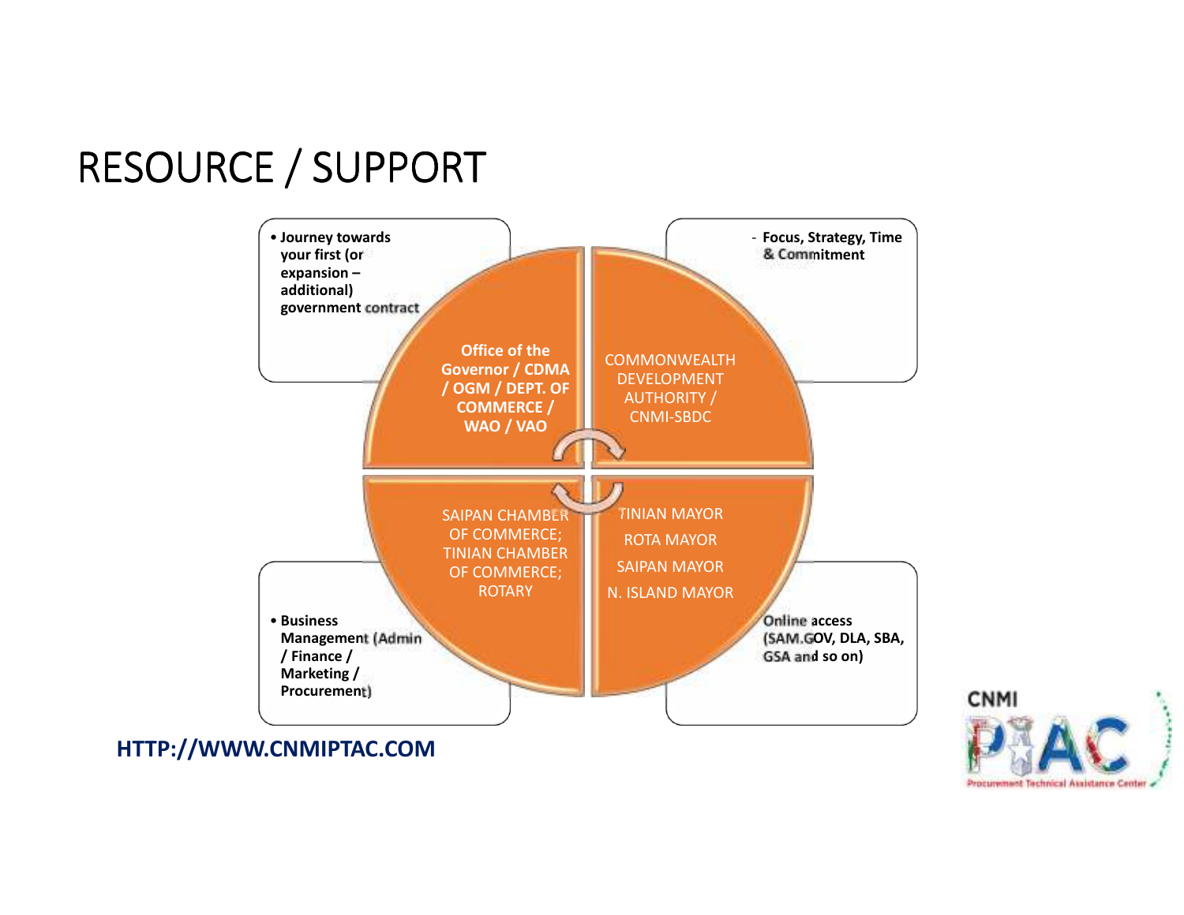# RESOURCE / SUPPORT

- Journey towards your first (or expansion – additional) government contract

- Focus, Strategy, Time & Commitment

**Office of the Governor / CDMA / OGM / DEPT. OF COMMERCE / WAO / VAO**

COMMONWEALTH DEVELOPMENT AUTHORITY / CNMI-SBDC

SAIPAN CHAMBER OF COMMERCE; TINIAN CHAMBER OF COMMERCE; ROTARY

TINIAN MAYOR
ROTA MAYOR
SAIPAN MAYOR
N. ISLAND MAYOR

- Business Management (Admin / Finance / Marketing / Procurement)

Online access (SAM.GOV, DLA, SBA, GSA and so on)

**HTTP://WWW.CNMIPTAC.COM**

CNMI PTAC Procurement Technical Assistance Center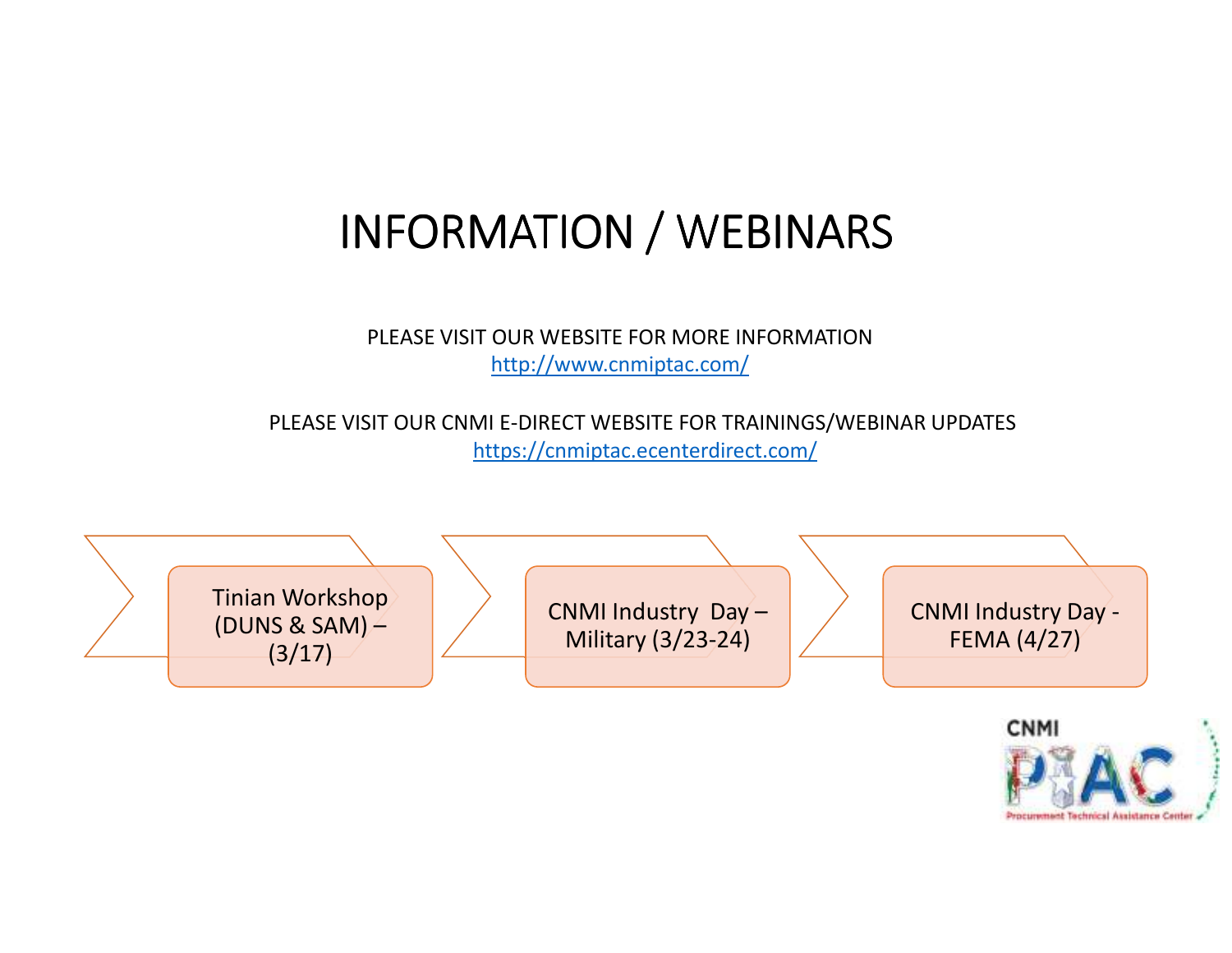# INFORMATION / WEBINARS

PLEASE VISIT OUR WEBSITE FOR MORE INFORMATION
http://www.cnmiptac.com/

PLEASE VISIT OUR CNMI E-DIRECT WEBSITE FOR TRAININGS/WEBINAR UPDATES
https://cnmiptac.ecenterdirect.com/

- Tinian Workshop (DUNS & SAM) – (3/17)
- CNMI Industry Day – Military (3/23-24)
- CNMI Industry Day - FEMA (4/27)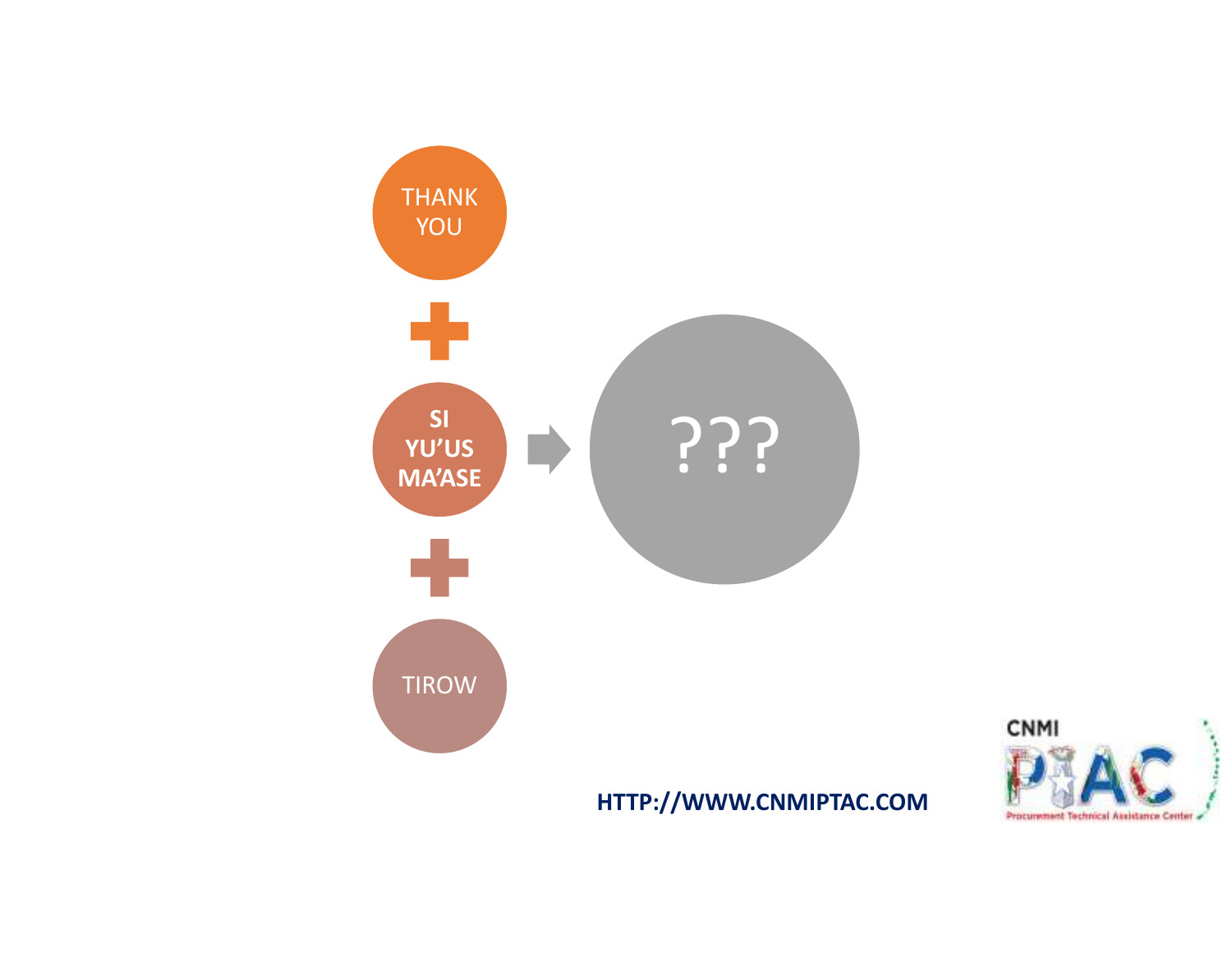THANK YOU

+

**SI YU'US MA'ASE**

+

TIROW

???

**HTTP://WWW.CNMIPTAC.COM**

CNMI PTAC

Procurement Technical Assistance Center